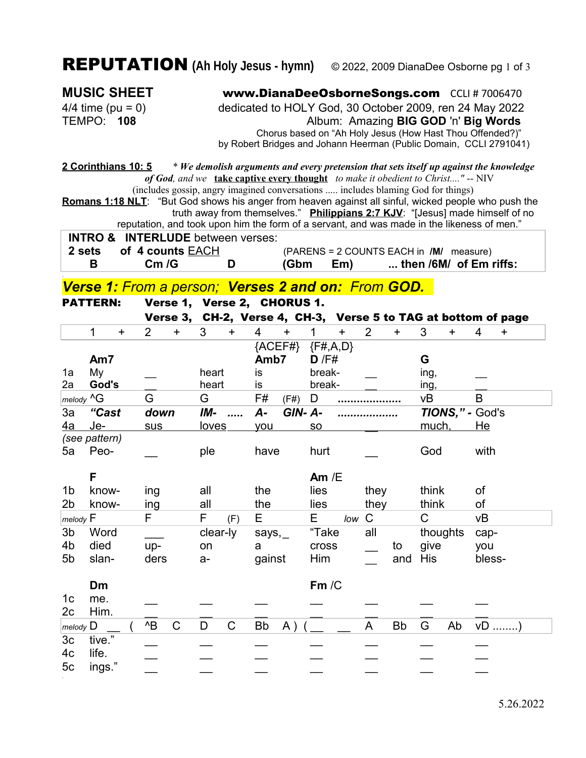# REPUTATION (Ah Holy Jesus - hymn)

© 2022, 2009 DianaDee Osborne

**MUSIC SHEET**
4/4 time (pu = 0)
TEMPO: **108**

**www.DianaDeeOsborneSongs.com** CCLI # 7006470
dedicated to HOLY God, 30 October 2009, ren 24 May 2022
Album: Amazing **BIG GOD** 'n' **Big Words**
Chorus based on "Ah Holy Jesus (How Hast Thou Offended?)" by Robert Bridges and Johann Heerman (Public Domain, CCLI 2791041)

**2 Corinthians 10: 5** * ***We demolish arguments and every pretension that sets itself up against the knowledge of God****, and we* **take captive every thought** *to make it obedient to Christ...."* -- NIV
(includes gossip, angry imagined conversations ..... includes blaming God for things)

**Romans 1:18 NLT**: "But God shows his anger from heaven against all sinful, wicked people who push the truth away from themselves." **Philippians 2:7 KJV**: "[Jesus] made himself of no reputation, and took upon him the form of a servant, and was made in the likeness of men."

| **INTRO & INTERLUDE** between verses: | | | | | |
|---|---|---|---|---|---|
| **2 sets of 4 counts** EACH | | | (PARENS = 2 COUNTS EACH in **/M/** measure) | | |
| **B** | **Cm /G** | **D** | **(Gbm** | **Em)** | **... then /6M/ of Em riffs:** |

***Verse 1:** From a person; **Verses 2 and on:** From **GOD.***

**PATTERN:** **Verse 1, Verse 2, CHORUS 1.**
**Verse 3, CH-2, Verse 4, CH-3, Verse 5 to TAG at bottom of page**

| | 1 | + | 2 | + | 3 | + | 4 | + | 1 | + | 2 | + | 3 | + | 4 | + |
|---|---|---|---|---|---|---|---|---|---|---|---|---|---|---|---|---|
| | | | | | | | {ACEF#} | | {F#,A,D} | | | | | | | |
| | **Am7** | | | | | | **Amb7** | | **D** /F# | | | | **G** | | | |
| 1a | My | | __ | | heart | | is | | break- | | __ | | ing, | | __ | |
| 2a | **God's** | | __ | | heart | | is | | break- | | __ | | ing, | | __ | |
| *melody* | ^G | | G | | G | | F# | (F#) | D | | ........ | | vB | | B | |
| 3a | ***"Cast*** | | ***down*** | | ***IM-*** | ***.....*** | ***A-*** | ***GIN-*** | ***A-*** | | ........ | | ***TIONS," -*** | | God's | |
| 4a | Je- | | sus | | loves | | you | | so | | __ | | much, | | He | |
| *(see pattern)* | | | | | | | | | | | | | | | | |
| 5a | Peo- | | __ | | ple | | have | | hurt | | __ | | God | | with | |
| | **F** | | | | | | | | **Am** /E | | | | | | | |
| 1b | know- | | ing | | all | | the | | lies | | they | | think | | of | |
| 2b | know- | | ing | | all | | the | | lies | | they | | think | | of | |
| *melody* | F | | F | | F | (F) | E | | E | *low* | C | | C | | vB | |
| 3b | Word | | ___ | | clear-ly | | says,_ | | "Take | | all | | thoughts | | cap- | |
| 4b | died | | up- | | on | | a | | cross | | __ | to | give | | you | |
| 5b | slan- | | ders | | a- | | gainst | | Him | | __ | and | His | | bless- | |
| | **Dm** | | | | | | | | **Fm** /C | | | | | | | |
| 1c | me. | | __ | | __ | | __ | | __ | | __ | | __ | | __ | |
| 2c | Him. | | __ | | __ | | __ | | __ | | __ | | __ | | __ | |
| *melody* | D | __ ( | ^B | C | D | C | Bb | A ) | ( __ | __ | A | Bb | G | Ab | vD ........) | |
| 3c | tive." | | __ | | __ | | __ | | __ | | __ | | __ | | __ | |
| 4c | life. | | __ | | __ | | __ | | __ | | __ | | __ | | __ | |
| 5c | ings." | | __ | | __ | | __ | | __ | | __ | | __ | | __ | |

5.26.2022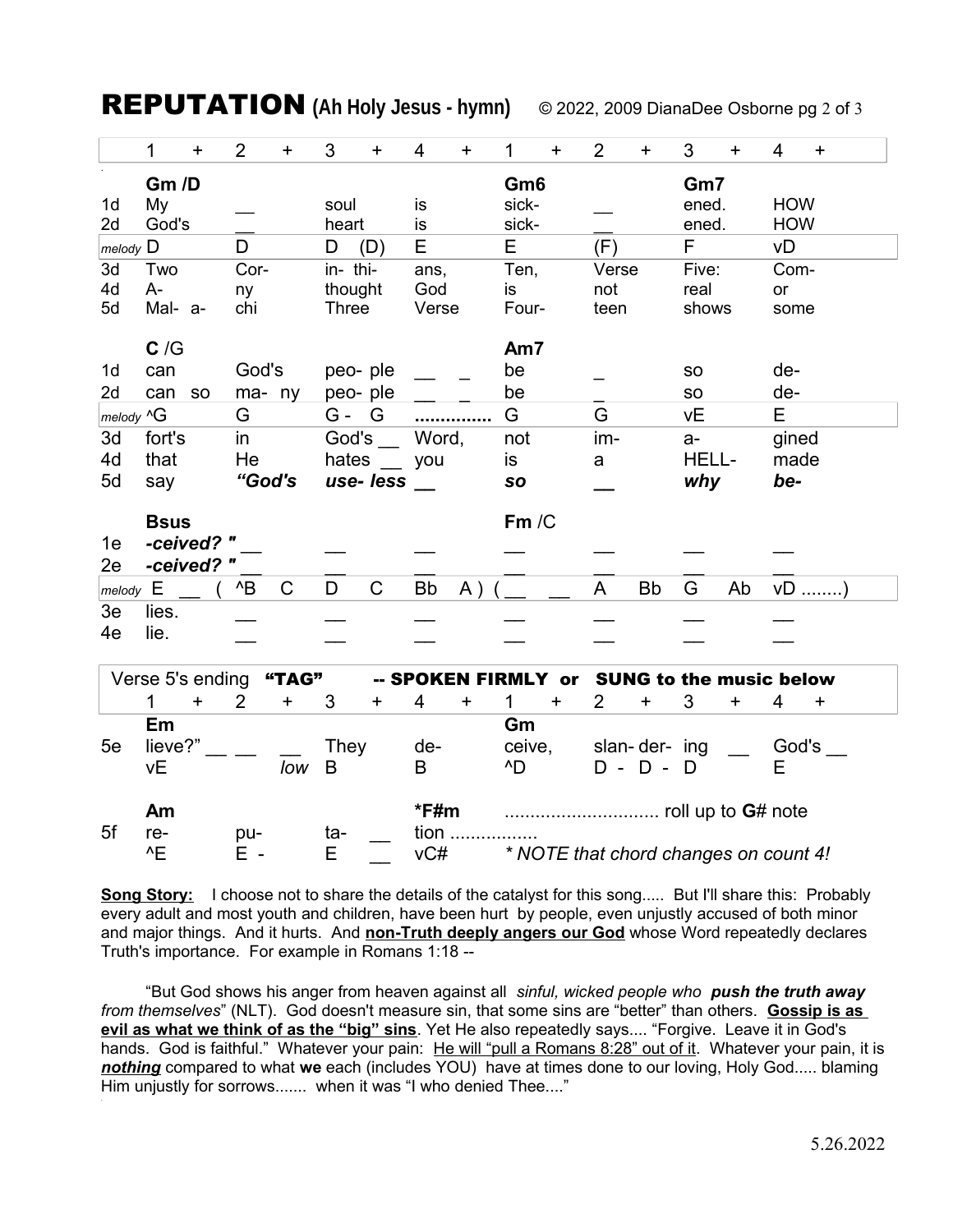# REPUTATION (Ah Holy Jesus - hymn)

© 2022, 2009 DianaDee Osborne

| | 1 | + | 2 | + | 3 | + | 4 | + | 1 | + | 2 | + | 3 | + | 4 | + |
|---|---|---|---|---|---|---|---|---|---|---|---|---|---|---|---|---|
| | **Gm /D** | | | | | | | | **Gm6** | | | | **Gm7** | | | |
| 1d | My | | __ | | soul | | is | | sick- | | __ | | ened. | | HOW | |
| 2d | God's | | __ | | heart | | is | | sick- | | __ | | ened. | | HOW | |
| *melody* | D | | D | | D | (D) | E | | E | | (F) | | F | | vD | |
| 3d | Two | | Cor- | | in- thi- | | ans, | | Ten, | | Verse | | Five: | | Com- | |
| 4d | A- | | ny | | thought | | God | | is | | not | | real | | or | |
| 5d | Mal- a- | | chi | | Three | | Verse | | Four- | | teen | | shows | | some | |
| | **C** /G | | | | | | | | **Am7** | | | | | | | |
| 1d | can | | God's | | peo- ple | | __ _ | | be | | _ | | so | | de- | |
| 2d | can so | | ma- ny | | peo- ple | | __ _ | | be | | _ | | so | | de- | |
| *melody* | ^G | | G | | G - G | | .............. | | G | | G | | vE | | E | |
| 3d | fort's | | in | | God's __ | | Word, | | not | | im- | | a- | | gined | |
| 4d | that | | He | | hates __ | | you | | is | | a | | HELL- | | made | |
| 5d | say | | ***"God's*** | | ***use- less*** | | __ | | ***so*** | | __ | | ***why*** | | ***be-*** | |
| | **Bsus** | | | | | | | | **Fm** /C | | | | | | | |
| 1e | ***-ceived? "*** | | __ | | __ | | __ | | __ | | __ | | __ | | __ | |
| 2e | ***-ceived? "*** | | __ | | __ | | __ | | __ | | __ | | __ | | __ | |
| *melody* | E | __ ( | ^B | C | D | C | Bb | A ) | ( __ | __ | A | Bb | G | Ab | vD ........) | |
| 3e | lies. | | __ | | __ | | __ | | __ | | __ | | __ | | __ | |
| 4e | lie. | | __ | | __ | | __ | | __ | | __ | | __ | | __ | |

Verse 5's ending **"TAG"** -- **SPOKEN FIRMLY or SUNG to the music below**

| | 1 | + | 2 | + | 3 | + | 4 | + | 1 | + | 2 | + | 3 | + | 4 | + |
|---|---|---|---|---|---|---|---|---|---|---|---|---|---|---|---|---|
| | **Em** | | | | | | | | **Gm** | | | | | | | |
| 5e | lieve?" __ __ | | | __ | They | | de- | | ceive, | | slan- der- | | ing | __ | God's __ | |
| | vE | | | *low* | B | | B | | ^D | | D - D - | | D | | E | |
| | **Am** | | | | | | **\*F#m** | | .............................. roll up to **G**# note | | | | | | | |
| 5f | re- | | pu- | | ta- | __ | tion ................. | | | | | | | | | |
| | ^E | | E - | | E | __ | vC# | | *\* NOTE that chord changes on count 4!* | | | | | | | |

**Song Story:** I choose not to share the details of the catalyst for this song..... But I'll share this: Probably every adult and most youth and children, have been hurt by people, even unjustly accused of both minor and major things. And it hurts. And **non-Truth deeply angers our God** whose Word repeatedly declares Truth's importance. For example in Romans 1:18 --

"But God shows his anger from heaven against all *sinful, wicked people who* ***push the truth away*** *from themselves*" (NLT). God doesn't measure sin, that some sins are "better" than others. **Gossip is as evil as what we think of as the "big" sins**. Yet He also repeatedly says.... "Forgive. Leave it in God's hands. God is faithful." Whatever your pain: He will "pull a Romans 8:28" out of it. Whatever your pain, it is ***nothing*** compared to what **we** each (includes YOU) have at times done to our loving, Holy God..... blaming Him unjustly for sorrows....... when it was "I who denied Thee...."

5.26.2022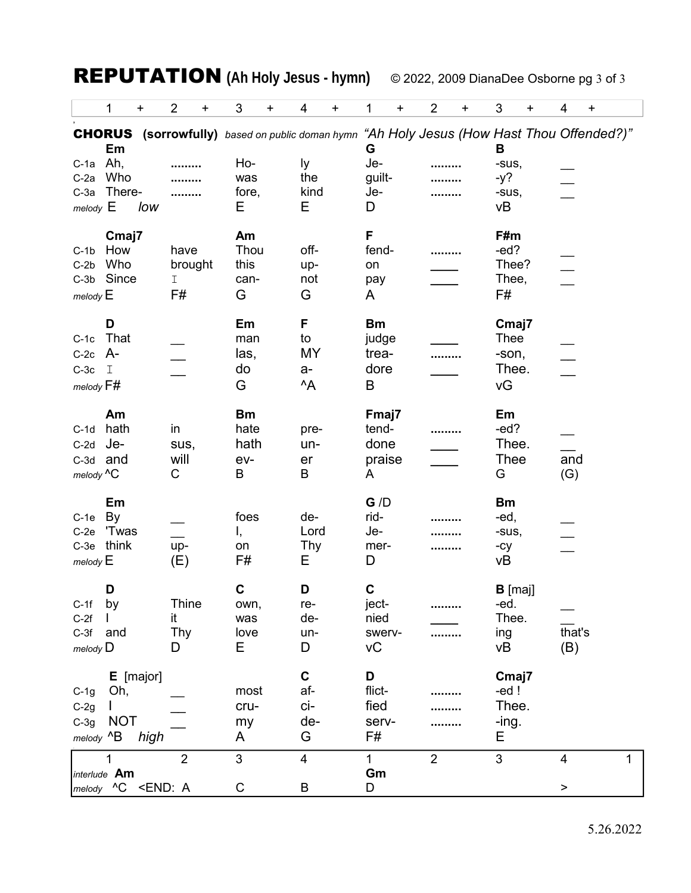# REPUTATION (Ah Holy Jesus - hymn)

© 2022, 2009 DianaDee Osborne

| | 1 | + | 2 | + | 3 | + | 4 | + | 1 | + | 2 | + | 3 | + | 4 | + |
|---|---|---|---|---|---|---|---|---|---|---|---|---|---|---|---|---|

**CHORUS (sorrowfully)** *based on public doman hymn* *"Ah Holy Jesus (How Hast Thou Offended?)"*

| | | | | | | | | |
|---|---|---|---|---|---|---|---|---|
| | **Em** | | | | **G** | | **B** | |
| C-1a | Ah, | ......... | Ho- | ly | Je- | ......... | -sus, | __ |
| C-2a | Who | ......... | was | the | guilt- | ......... | -y? | __ |
| C-3a | There- | ......... | fore, | kind | Je- | ......... | -sus, | __ |
| *melody* | E *low* | | E | E | D | | vB | |
| | **Cmaj7** | | **Am** | | **F** | | **F#m** | |
| C-1b | How | have | Thou | off- | fend- | ......... | -ed? | __ |
| C-2b | Who | brought | this | up- | on | ____ | Thee? | __ |
| C-3b | Since | I | can- | not | pay | ____ | Thee, | __ |
| *melody* | E | F# | G | G | A | | F# | |
| | **D** | | **Em** | **F** | **Bm** | | **Cmaj7** | |
| C-1c | That | __ | man | to | judge | ____ | Thee | __ |
| C-2c | A- | __ | las, | MY | trea- | ......... | -son, | __ |
| C-3c | I | __ | do | a- | dore | ____ | Thee. | __ |
| *melody* | F# | | G | ^A | B | | vG | |
| | **Am** | | **Bm** | | **Fmaj7** | | **Em** | |
| C-1d | hath | in | hate | pre- | tend- | ......... | -ed? | __ |
| C-2d | Je- | sus, | hath | un- | done | ____ | Thee. | __ |
| C-3d | and | will | ev- | er | praise | ____ | Thee | and |
| *melody* | ^C | C | B | B | A | | G | (G) |
| | **Em** | | | | **G** /D | | **Bm** | |
| C-1e | By | __ | foes | de- | rid- | ......... | -ed, | __ |
| C-2e | 'Twas | __ | I, | Lord | Je- | ......... | -sus, | __ |
| C-3e | think | up- | on | Thy | mer- | ......... | -cy | __ |
| *melody* | E | (E) | F# | E | D | | vB | |
| | **D** | | **C** | **D** | **C** | | **B** [maj] | |
| C-1f | by | Thine | own, | re- | ject- | ......... | -ed. | __ |
| C-2f | I | it | was | de- | nied | ____ | Thee. | __ |
| C-3f | and | Thy | love | un- | swerv- | ......... | ing | that's |
| *melody* | D | D | E | D | vC | | vB | (B) |
| | **E** [major] | | | **C** | **D** | | **Cmaj7** | |
| C-1g | Oh, | __ | most | af- | flict- | ......... | -ed ! | |
| C-2g | I | __ | cru- | ci- | fied | ......... | Thee. | |
| C-3g | NOT | __ | my | de- | serv- | ......... | -ing. | |
| *melody* | ^B *high* | | A | G | F# | | E | |

| | 1 | 2 | 3 | 4 | 1 | 2 | 3 | 4 | 1 |
|---|---|---|---|---|---|---|---|---|---|
| *interlude* | **Am** | | | | **Gm** | | | | |
| *melody* | ^C | <END: A | C | B | D | | | > | |

5.26.2022